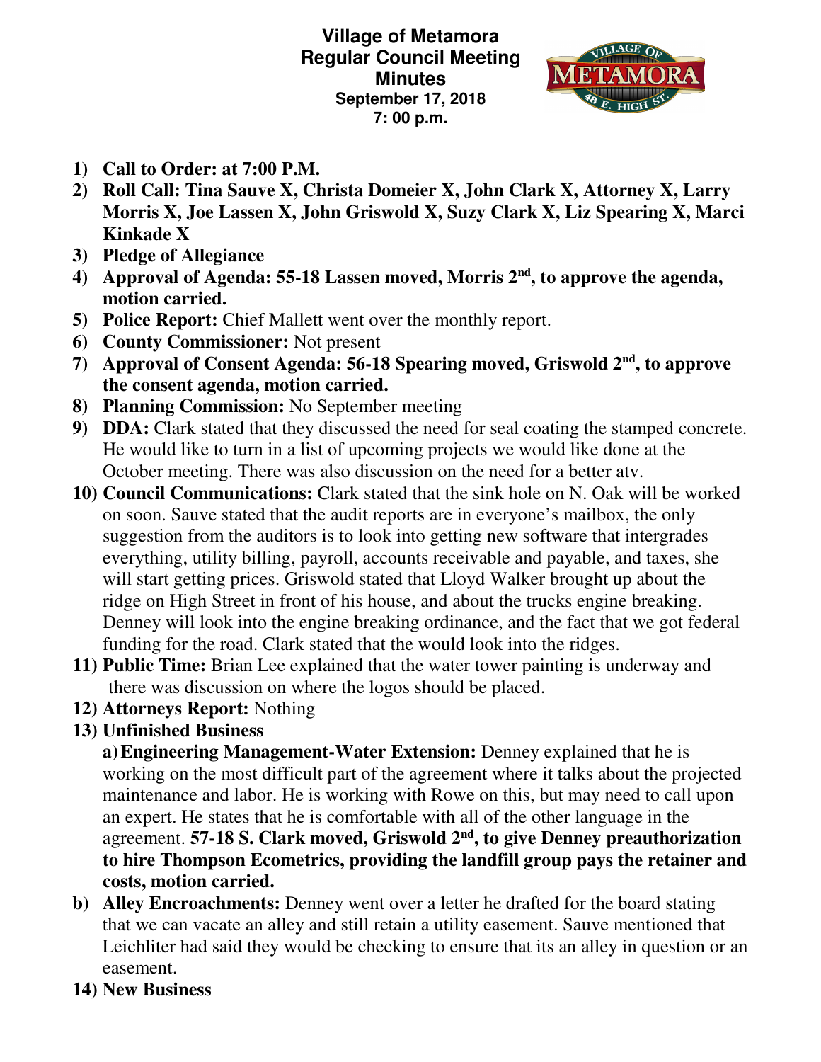# Village of Metamora
## Regular Council Meeting
## Minutes
**September 17, 2018**
**7: 00 p.m.**

1) **Call to Order: at 7:00 P.M.**
2) **Roll Call: Tina Sauve X, Christa Domeier X, John Clark X, Attorney X, Larry Morris X, Joe Lassen X, John Griswold X, Suzy Clark X, Liz Spearing X, Marci Kinkade X**
3) **Pledge of Allegiance**
4) **Approval of Agenda: 55-18 Lassen moved, Morris 2nd, to approve the agenda, motion carried.**
5) **Police Report:** Chief Mallett went over the monthly report.
6) **County Commissioner:** Not present
7) **Approval of Consent Agenda: 56-18 Spearing moved, Griswold 2nd, to approve the consent agenda, motion carried.**
8) **Planning Commission:** No September meeting
9) **DDA:** Clark stated that they discussed the need for seal coating the stamped concrete. He would like to turn in a list of upcoming projects we would like done at the October meeting. There was also discussion on the need for a better atv.
10) **Council Communications:** Clark stated that the sink hole on N. Oak will be worked on soon. Sauve stated that the audit reports are in everyone's mailbox, the only suggestion from the auditors is to look into getting new software that intergrades everything, utility billing, payroll, accounts receivable and payable, and taxes, she will start getting prices. Griswold stated that Lloyd Walker brought up about the ridge on High Street in front of his house, and about the trucks engine breaking. Denney will look into the engine breaking ordinance, and the fact that we got federal funding for the road. Clark stated that the would look into the ridges.
11) **Public Time:** Brian Lee explained that the water tower painting is underway and there was discussion on where the logos should be placed.
12) **Attorneys Report:** Nothing
13) **Unfinished Business**

    a) **Engineering Management-Water Extension:** Denney explained that he is working on the most difficult part of the agreement where it talks about the projected maintenance and labor. He is working with Rowe on this, but may need to call upon an expert. He states that he is comfortable with all of the other language in the agreement. **57-18 S. Clark moved, Griswold 2nd, to give Denney preauthorization to hire Thompson Ecometrics, providing the landfill group pays the retainer and costs, motion carried.**

    b) **Alley Encroachments:** Denney went over a letter he drafted for the board stating that we can vacate an alley and still retain a utility easement. Sauve mentioned that Leichliter had said they would be checking to ensure that its an alley in question or an easement.

14) **New Business**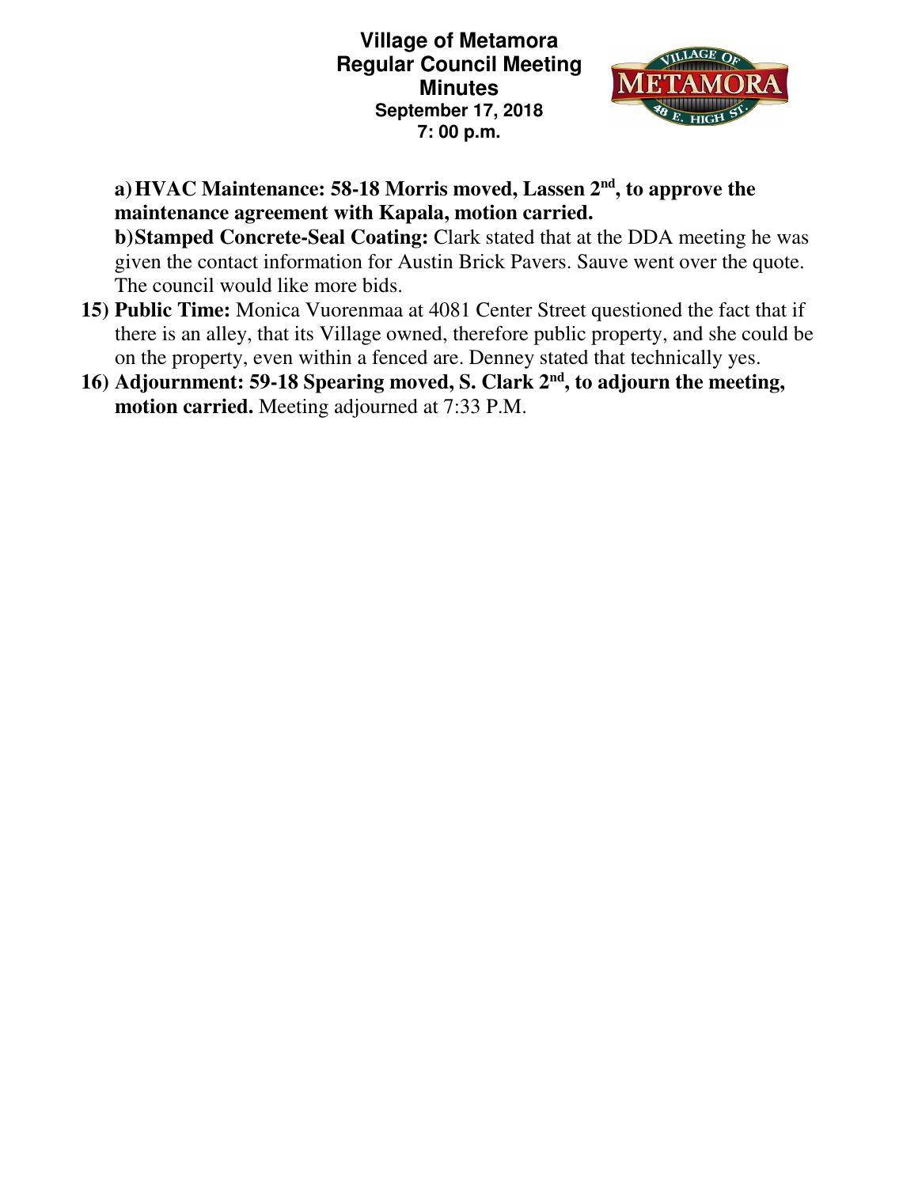**a) HVAC Maintenance: 58-18 Morris moved, Lassen 2nd, to approve the maintenance agreement with Kapala, motion carried.**

**b) Stamped Concrete-Seal Coating:** Clark stated that at the DDA meeting he was given the contact information for Austin Brick Pavers. Sauve went over the quote. The council would like more bids.

15) **Public Time:** Monica Vuorenmaa at 4081 Center Street questioned the fact that if there is an alley, that its Village owned, therefore public property, and she could be on the property, even within a fenced are. Denney stated that technically yes.

16) **Adjournment: 59-18 Spearing moved, S. Clark 2nd, to adjourn the meeting, motion carried.** Meeting adjourned at 7:33 P.M.